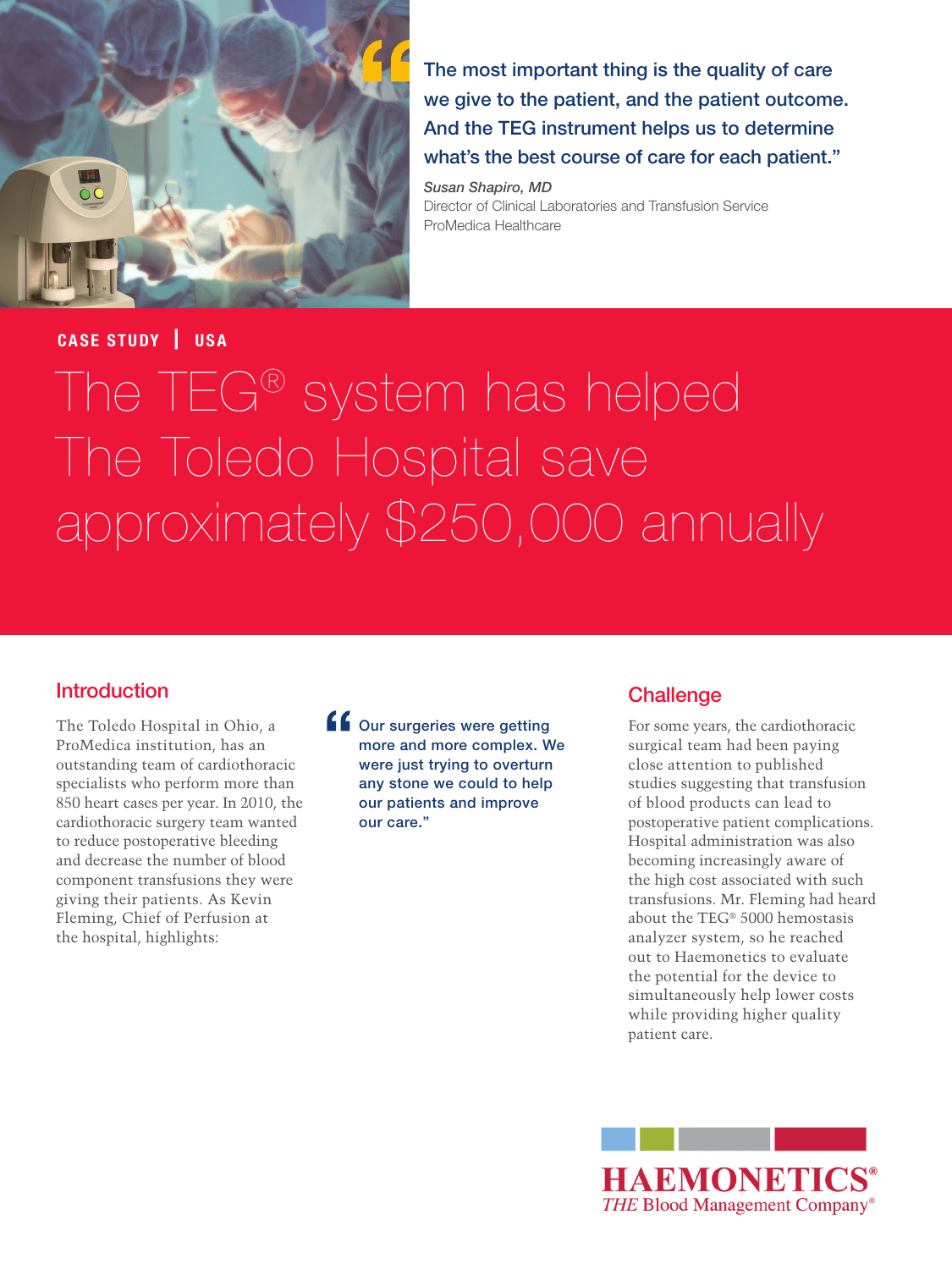> "The most important thing is the quality of care we give to the patient, and the patient outcome. And the TEG instrument helps us to determine what's the best course of care for each patient."
>
> *Susan Shapiro, MD*
> Director of Clinical Laboratories and Transfusion Service
> ProMedica Healthcare

**CASE STUDY | USA**

# The TEG® system has helped The Toledo Hospital save approximately $250,000 annually

## Introduction

The Toledo Hospital in Ohio, a ProMedica institution, has an outstanding team of cardiothoracic specialists who perform more than 850 heart cases per year. In 2010, the cardiothoracic surgery team wanted to reduce postoperative bleeding and decrease the number of blood component transfusions they were giving their patients. As Kevin Fleming, Chief of Perfusion at the hospital, highlights:

> "Our surgeries were getting more and more complex. We were just trying to overturn any stone we could to help our patients and improve our care."

## Challenge

For some years, the cardiothoracic surgical team had been paying close attention to published studies suggesting that transfusion of blood products can lead to postoperative patient complications. Hospital administration was also becoming increasingly aware of the high cost associated with such transfusions. Mr. Fleming had heard about the TEG® 5000 hemostasis analyzer system, so he reached out to Haemonetics to evaluate the potential for the device to simultaneously help lower costs while providing higher quality patient care.

**HAEMONETICS®**
*THE* Blood Management Company®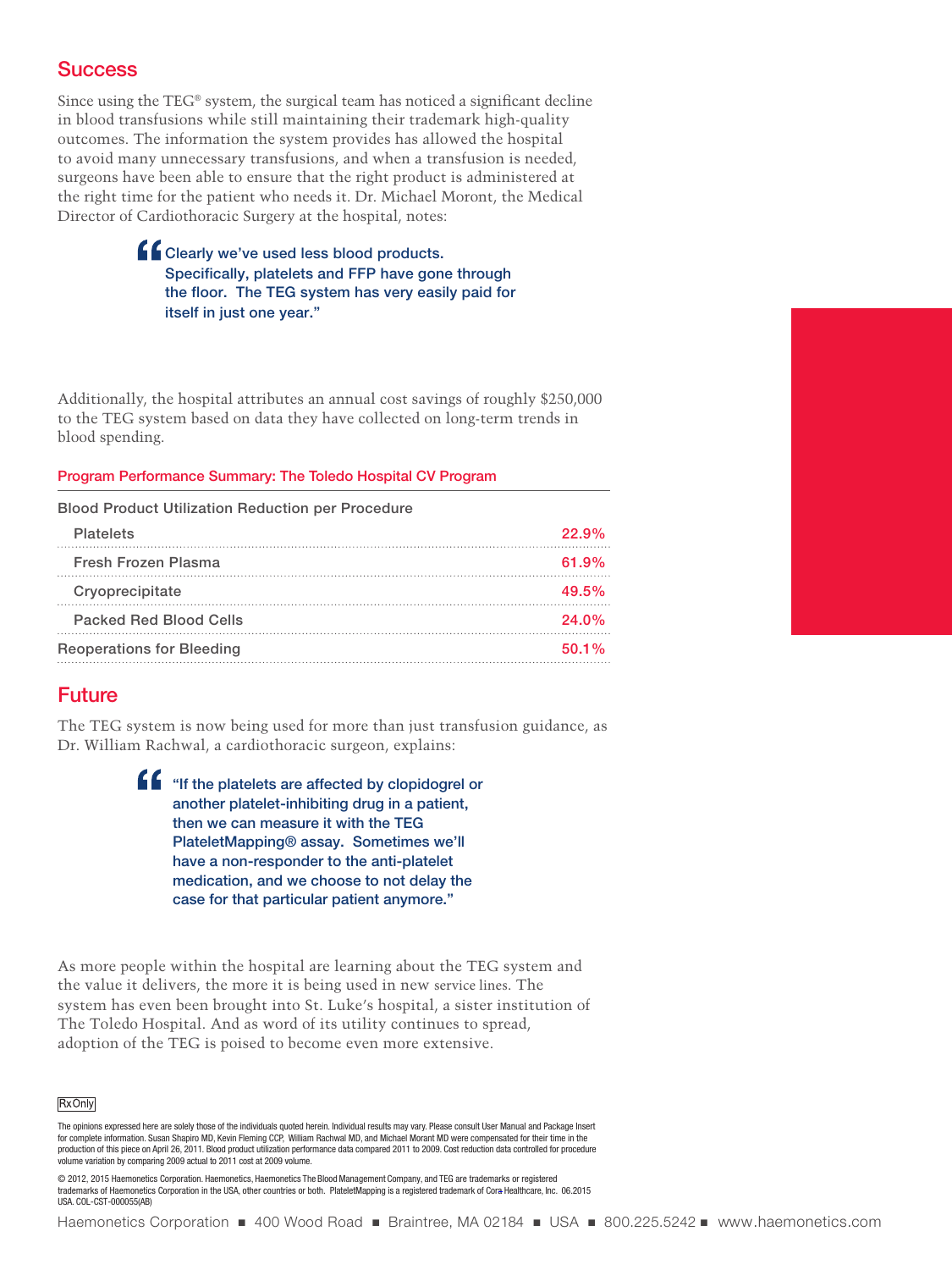## Success

Since using the TEG® system, the surgical team has noticed a significant decline in blood transfusions while still maintaining their trademark high-quality outcomes. The information the system provides has allowed the hospital to avoid many unnecessary transfusions, and when a transfusion is needed, surgeons have been able to ensure that the right product is administered at the right time for the patient who needs it. Dr. Michael Moront, the Medical Director of Cardiothoracic Surgery at the hospital, notes:

> "Clearly we've used less blood products. Specifically, platelets and FFP have gone through the floor. The TEG system has very easily paid for itself in just one year."

Additionally, the hospital attributes an annual cost savings of roughly $250,000 to the TEG system based on data they have collected on long-term trends in blood spending.

**Program Performance Summary: The Toledo Hospital CV Program**

| Blood Product Utilization Reduction per Procedure | |
|---|---|
| Platelets | 22.9% |
| Fresh Frozen Plasma | 61.9% |
| Cryoprecipitate | 49.5% |
| Packed Red Blood Cells | 24.0% |
| Reoperations for Bleeding | 50.1% |

## Future

The TEG system is now being used for more than just transfusion guidance, as Dr. William Rachwal, a cardiothoracic surgeon, explains:

> "If the platelets are affected by clopidogrel or another platelet-inhibiting drug in a patient, then we can measure it with the TEG PlateletMapping® assay. Sometimes we'll have a non-responder to the anti-platelet medication, and we choose to not delay the case for that particular patient anymore."

As more people within the hospital are learning about the TEG system and the value it delivers, the more it is being used in new service lines. The system has even been brought into St. Luke's hospital, a sister institution of The Toledo Hospital. And as word of its utility continues to spread, adoption of the TEG is poised to become even more extensive.

Rx Only

The opinions expressed here are solely those of the individuals quoted herein. Individual results may vary. Please consult User Manual and Package Insert for complete information. Susan Shapiro MD, Kevin Fleming CCP, William Rachwal MD, and Michael Morant MD were compensated for their time in the production of this piece on April 26, 2011. Blood product utilization performance data compared 2011 to 2009. Cost reduction data controlled for procedure volume variation by comparing 2009 actual to 2011 cost at 2009 volume.

© 2012, 2015 Haemonetics Corporation. Haemonetics, Haemonetics The Blood Management Company, and TEG are trademarks or registered trademarks of Haemonetics Corporation in the USA, other countries or both. PlateletMapping is a registered trademark of Cora Healthcare, Inc. 06.2015 USA. COL-CST-000055(AB)

Haemonetics Corporation ■ 400 Wood Road ■ Braintree, MA 02184 ■ USA ■ 800.225.5242 ■ www.haemonetics.com